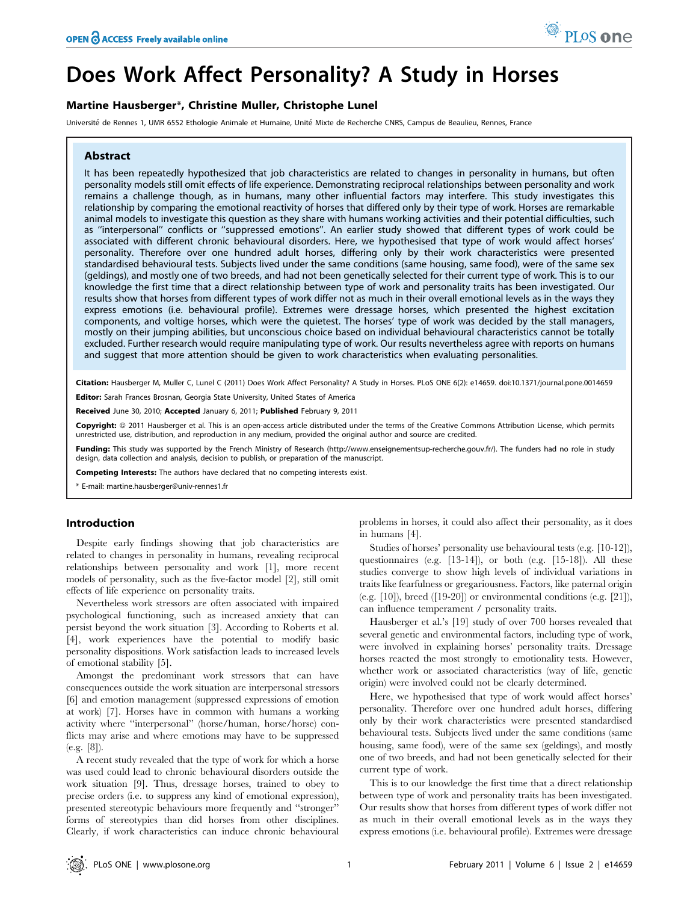# Does Work Affect Personality? A Study in Horses

**Martine Hausberger*, Christine Muller, Christophe Lunel**

Université de Rennes 1, UMR 6552 Ethologie Animale et Humaine, Unité Mixte de Recherche CNRS, Campus de Beaulieu, Rennes, France

## Abstract

It has been repeatedly hypothesized that job characteristics are related to changes in personality in humans, but often personality models still omit effects of life experience. Demonstrating reciprocal relationships between personality and work remains a challenge though, as in humans, many other influential factors may interfere. This study investigates this relationship by comparing the emotional reactivity of horses that differed only by their type of work. Horses are remarkable animal models to investigate this question as they share with humans working activities and their potential difficulties, such as "interpersonal" conflicts or "suppressed emotions". An earlier study showed that different types of work could be associated with different chronic behavioural disorders. Here, we hypothesised that type of work would affect horses' personality. Therefore over one hundred adult horses, differing only by their work characteristics were presented standardised behavioural tests. Subjects lived under the same conditions (same housing, same food), were of the same sex (geldings), and mostly one of two breeds, and had not been genetically selected for their current type of work. This is to our knowledge the first time that a direct relationship between type of work and personality traits has been investigated. Our results show that horses from different types of work differ not as much in their overall emotional levels as in the ways they express emotions (i.e. behavioural profile). Extremes were dressage horses, which presented the highest excitation components, and voltige horses, which were the quietest. The horses' type of work was decided by the stall managers, mostly on their jumping abilities, but unconscious choice based on individual behavioural characteristics cannot be totally excluded. Further research would require manipulating type of work. Our results nevertheless agree with reports on humans and suggest that more attention should be given to work characteristics when evaluating personalities.

**Citation:** Hausberger M, Muller C, Lunel C (2011) Does Work Affect Personality? A Study in Horses. PLoS ONE 6(2): e14659. doi:10.1371/journal.pone.0014659

**Editor:** Sarah Frances Brosnan, Georgia State University, United States of America

**Received** June 30, 2010; **Accepted** January 6, 2011; **Published** February 9, 2011

**Copyright:** © 2011 Hausberger et al. This is an open-access article distributed under the terms of the Creative Commons Attribution License, which permits unrestricted use, distribution, and reproduction in any medium, provided the original author and source are credited.

**Funding:** This study was supported by the French Ministry of Research (http://www.enseignementsup-recherche.gouv.fr/). The funders had no role in study design, data collection and analysis, decision to publish, or preparation of the manuscript.

**Competing Interests:** The authors have declared that no competing interests exist.

* E-mail: martine.hausberger@univ-rennes1.fr

## Introduction

Despite early findings showing that job characteristics are related to changes in personality in humans, revealing reciprocal relationships between personality and work [1], more recent models of personality, such as the five-factor model [2], still omit effects of life experience on personality traits.

Nevertheless work stressors are often associated with impaired psychological functioning, such as increased anxiety that can persist beyond the work situation [3]. According to Roberts et al. [4], work experiences have the potential to modify basic personality dispositions. Work satisfaction leads to increased levels of emotional stability [5].

Amongst the predominant work stressors that can have consequences outside the work situation are interpersonal stressors [6] and emotion management (suppressed expressions of emotion at work) [7]. Horses have in common with humans a working activity where "interpersonal" (horse/human, horse/horse) conflicts may arise and where emotions may have to be suppressed (e.g. [8]).

A recent study revealed that the type of work for which a horse was used could lead to chronic behavioural disorders outside the work situation [9]. Thus, dressage horses, trained to obey to precise orders (i.e. to suppress any kind of emotional expression), presented stereotypic behaviours more frequently and "stronger" forms of stereotypies than did horses from other disciplines. Clearly, if work characteristics can induce chronic behavioural problems in horses, it could also affect their personality, as it does in humans [4].

Studies of horses' personality use behavioural tests (e.g. [10-12]), questionnaires (e.g. [13-14]), or both (e.g. [15-18]). All these studies converge to show high levels of individual variations in traits like fearfulness or gregariousness. Factors, like paternal origin (e.g. [10]), breed ([19-20]) or environmental conditions (e.g. [21]), can influence temperament / personality traits.

Hausberger et al.'s [19] study of over 700 horses revealed that several genetic and environmental factors, including type of work, were involved in explaining horses' personality traits. Dressage horses reacted the most strongly to emotionality tests. However, whether work or associated characteristics (way of life, genetic origin) were involved could not be clearly determined.

Here, we hypothesised that type of work would affect horses' personality. Therefore over one hundred adult horses, differing only by their work characteristics were presented standardised behavioural tests. Subjects lived under the same conditions (same housing, same food), were of the same sex (geldings), and mostly one of two breeds, and had not been genetically selected for their current type of work.

This is to our knowledge the first time that a direct relationship between type of work and personality traits has been investigated. Our results show that horses from different types of work differ not as much in their overall emotional levels as in the ways they express emotions (i.e. behavioural profile). Extremes were dressage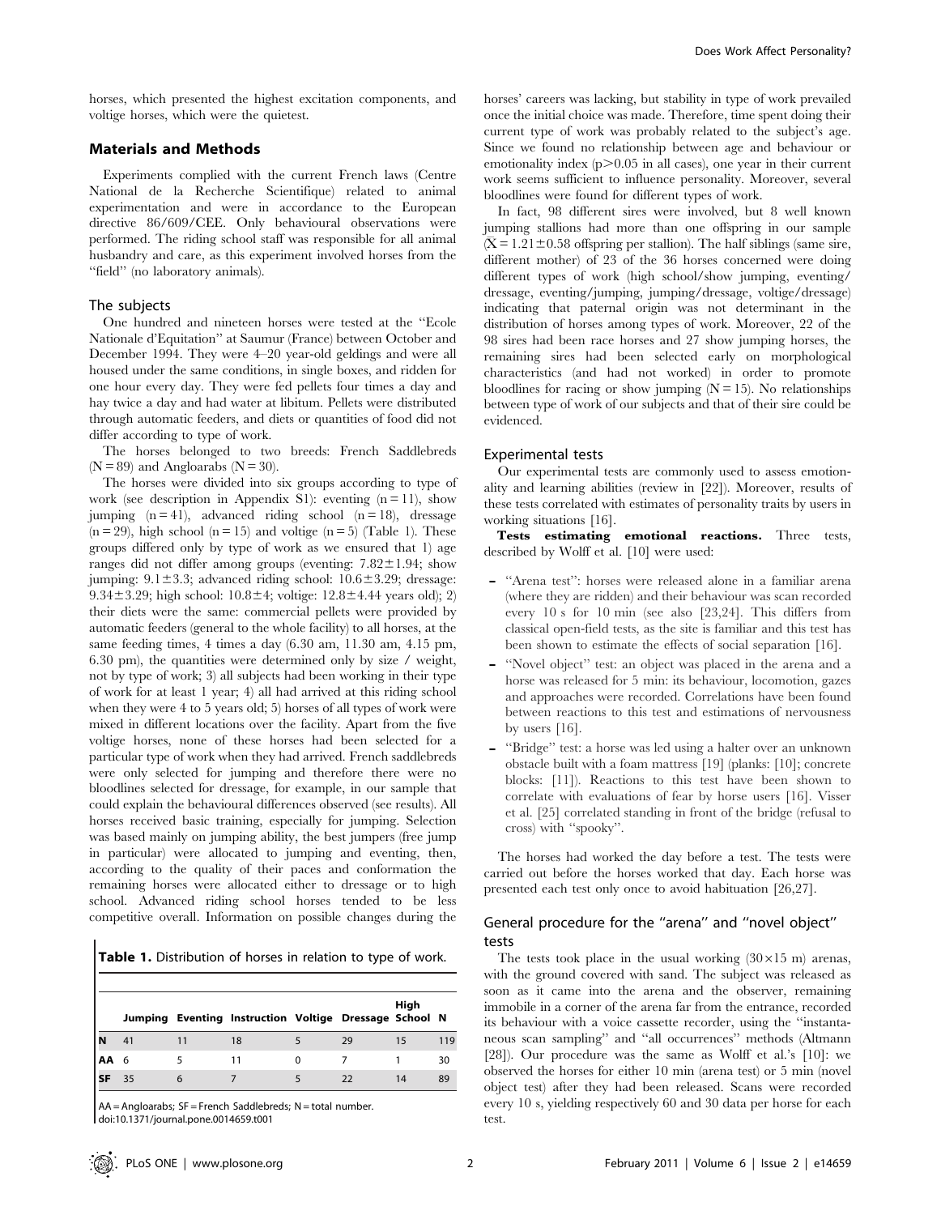horses, which presented the highest excitation components, and voltige horses, which were the quietest.

## Materials and Methods

Experiments complied with the current French laws (Centre National de la Recherche Scientifique) related to animal experimentation and were in accordance to the European directive 86/609/CEE. Only behavioural observations were performed. The riding school staff was responsible for all animal husbandry and care, as this experiment involved horses from the "field" (no laboratory animals).

### The subjects

One hundred and nineteen horses were tested at the "Ecole Nationale d'Equitation" at Saumur (France) between October and December 1994. They were 4–20 year-old geldings and were all housed under the same conditions, in single boxes, and ridden for one hour every day. They were fed pellets four times a day and hay twice a day and had water at libitum. Pellets were distributed through automatic feeders, and diets or quantities of food did not differ according to type of work.

The horses belonged to two breeds: French Saddlebreds (N = 89) and Angloarabs (N = 30).

The horses were divided into six groups according to type of work (see description in Appendix S1): eventing (n = 11), show jumping (n = 41), advanced riding school (n = 18), dressage (n = 29), high school (n = 15) and voltige (n = 5) (Table 1). These groups differed only by type of work as we ensured that 1) age ranges did not differ among groups (eventing: 7.82±1.94; show jumping: 9.1±3.3; advanced riding school: 10.6±3.29; dressage: 9.34±3.29; high school: 10.8±4; voltige: 12.8±4.44 years old); 2) their diets were the same: commercial pellets were provided by automatic feeders (general to the whole facility) to all horses, at the same feeding times, 4 times a day (6.30 am, 11.30 am, 4.15 pm, 6.30 pm), the quantities were determined only by size / weight, not by type of work; 3) all subjects had been working in their type of work for at least 1 year; 4) all had arrived at this riding school when they were 4 to 5 years old; 5) horses of all types of work were mixed in different locations over the facility. Apart from the five voltige horses, none of these horses had been selected for a particular type of work when they had arrived. French saddlebreds were only selected for jumping and therefore there were no bloodlines selected for dressage, for example, in our sample that could explain the behavioural differences observed (see results). All horses received basic training, especially for jumping. Selection was based mainly on jumping ability, the best jumpers (free jump in particular) were allocated to jumping and eventing, then, according to the quality of their paces and conformation the remaining horses were allocated either to dressage or to high school. Advanced riding school horses tended to be less competitive overall. Information on possible changes during the horses' careers was lacking, but stability in type of work prevailed once the initial choice was made. Therefore, time spent doing their current type of work was probably related to the subject's age. Since we found no relationship between age and behaviour or emotionality index ($p > 0.05$ in all cases), one year in their current work seems sufficient to influence personality. Moreover, several bloodlines were found for different types of work.

In fact, 98 different sires were involved, but 8 well known jumping stallions had more than one offspring in our sample ($\bar{X} = 1.21 \pm 0.58$ offspring per stallion). The half siblings (same sire, different mother) of 23 of the 36 horses concerned were doing different types of work (high school/show jumping, eventing/dressage, eventing/jumping, jumping/dressage, voltige/dressage) indicating that paternal origin was not determinant in the distribution of horses among types of work. Moreover, 22 of the 98 sires had been race horses and 27 show jumping horses, the remaining sires had been selected early on morphological characteristics (and had not worked) in order to promote bloodlines for racing or show jumping (N = 15). No relationships between type of work of our subjects and that of their sire could be evidenced.

**Table 1.** Distribution of horses in relation to type of work.

| | Jumping | Eventing | Instruction | Voltige | Dressage | High School | N |
|---|---|---|---|---|---|---|---|
| **N** | 41 | 11 | 18 | 5 | 29 | 15 | 119 |
| **AA** | 6 | 5 | 11 | 0 | 7 | 1 | 30 |
| **SF** | 35 | 6 | 7 | 5 | 22 | 14 | 89 |

AA = Angloarabs; SF = French Saddlebreds; N = total number.
doi:10.1371/journal.pone.0014659.t001

### Experimental tests

Our experimental tests are commonly used to assess emotionality and learning abilities (review in [22]). Moreover, results of these tests correlated with estimates of personality traits by users in working situations [16].

**Tests estimating emotional reactions.** Three tests, described by Wolff et al. [10] were used:

- "Arena test": horses were released alone in a familiar arena (where they are ridden) and their behaviour was scan recorded every 10 s for 10 min (see also [23,24]. This differs from classical open-field tests, as the site is familiar and this test has been shown to estimate the effects of social separation [16].
- "Novel object" test: an object was placed in the arena and a horse was released for 5 min: its behaviour, locomotion, gazes and approaches were recorded. Correlations have been found between reactions to this test and estimations of nervousness by users [16].
- "Bridge" test: a horse was led using a halter over an unknown obstacle built with a foam mattress [19] (planks: [10]; concrete blocks: [11]). Reactions to this test have been shown to correlate with evaluations of fear by horse users [16]. Visser et al. [25] correlated standing in front of the bridge (refusal to cross) with "spooky".

The horses had worked the day before a test. The tests were carried out before the horses worked that day. Each horse was presented each test only once to avoid habituation [26,27].

### General procedure for the "arena" and "novel object" tests

The tests took place in the usual working (30×15 m) arenas, with the ground covered with sand. The subject was released as soon as it came into the arena and the observer, remaining immobile in a corner of the arena far from the entrance, recorded its behaviour with a voice cassette recorder, using the "instantaneous scan sampling" and "all occurrences" methods (Altmann [28]). Our procedure was the same as Wolff et al.'s [10]: we observed the horses for either 10 min (arena test) or 5 min (novel object test) after they had been released. Scans were recorded every 10 s, yielding respectively 60 and 30 data per horse for each test.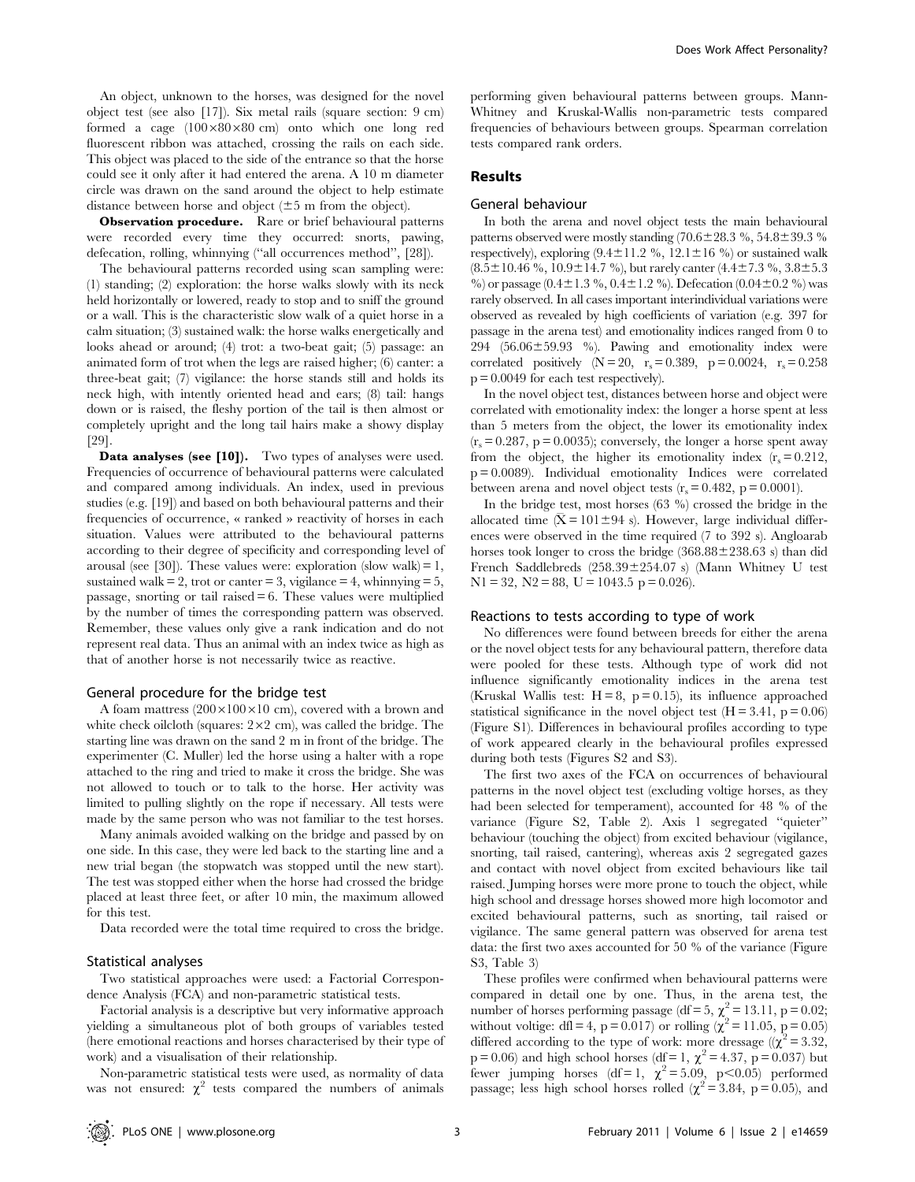An object, unknown to the horses, was designed for the novel object test (see also [17]). Six metal rails (square section: 9 cm) formed a cage (100×80×80 cm) onto which one long red fluorescent ribbon was attached, crossing the rails on each side. This object was placed to the side of the entrance so that the horse could see it only after it had entered the arena. A 10 m diameter circle was drawn on the sand around the object to help estimate distance between horse and object (±5 m from the object).

**Observation procedure.** Rare or brief behavioural patterns were recorded every time they occurred: snorts, pawing, defecation, rolling, whinnying ("all occurrences method", [28]).

The behavioural patterns recorded using scan sampling were: (1) standing; (2) exploration: the horse walks slowly with its neck held horizontally or lowered, ready to stop and to sniff the ground or a wall. This is the characteristic slow walk of a quiet horse in a calm situation; (3) sustained walk: the horse walks energetically and looks ahead or around; (4) trot: a two-beat gait; (5) passage: an animated form of trot when the legs are raised higher; (6) canter: a three-beat gait; (7) vigilance: the horse stands still and holds its neck high, with intently oriented head and ears; (8) tail: hangs down or is raised, the fleshy portion of the tail is then almost or completely upright and the long tail hairs make a showy display [29].

**Data analyses (see [10]).** Two types of analyses were used. Frequencies of occurrence of behavioural patterns were calculated and compared among individuals. An index, used in previous studies (e.g. [19]) and based on both behavioural patterns and their frequencies of occurrence, « ranked » reactivity of horses in each situation. Values were attributed to the behavioural patterns according to their degree of specificity and corresponding level of arousal (see [30]). These values were: exploration (slow walk) = 1, sustained walk = 2, trot or canter = 3, vigilance = 4, whinnying = 5, passage, snorting or tail raised = 6. These values were multiplied by the number of times the corresponding pattern was observed. Remember, these values only give a rank indication and do not represent real data. Thus an animal with an index twice as high as that of another horse is not necessarily twice as reactive.

## General procedure for the bridge test

A foam mattress (200×100×10 cm), covered with a brown and white check oilcloth (squares: 2×2 cm), was called the bridge. The starting line was drawn on the sand 2 m in front of the bridge. The experimenter (C. Muller) led the horse using a halter with a rope attached to the ring and tried to make it cross the bridge. She was not allowed to touch or to talk to the horse. Her activity was limited to pulling slightly on the rope if necessary. All tests were made by the same person who was not familiar to the test horses.

Many animals avoided walking on the bridge and passed by on one side. In this case, they were led back to the starting line and a new trial began (the stopwatch was stopped until the new start). The test was stopped either when the horse had crossed the bridge placed at least three feet, or after 10 min, the maximum allowed for this test.

Data recorded were the total time required to cross the bridge.

## Statistical analyses

Two statistical approaches were used: a Factorial Correspondence Analysis (FCA) and non-parametric statistical tests.

Factorial analysis is a descriptive but very informative approach yielding a simultaneous plot of both groups of variables tested (here emotional reactions and horses characterised by their type of work) and a visualisation of their relationship.

Non-parametric statistical tests were used, as normality of data was not ensured: $\chi^2$ tests compared the numbers of animals performing given behavioural patterns between groups. Mann-Whitney and Kruskal-Wallis non-parametric tests compared frequencies of behaviours between groups. Spearman correlation tests compared rank orders.

# Results

## General behaviour

In both the arena and novel object tests the main behavioural patterns observed were mostly standing (70.6±28.3 %, 54.8±39.3 % respectively), exploring (9.4±11.2 %, 12.1±16 %) or sustained walk (8.5±10.46 %, 10.9±14.7 %), but rarely canter (4.4±7.3 %, 3.8±5.3 %) or passage (0.4±1.3 %, 0.4±1.2 %). Defecation (0.04±0.2 %) was rarely observed. In all cases important interindividual variations were observed as revealed by high coefficients of variation (e.g. 397 for passage in the arena test) and emotionality indices ranged from 0 to 294 (56.06±59.93 %). Pawing and emotionality index were correlated positively ($N = 20$, $r_s = 0.389$, $p = 0.0024$, $r_s = 0.258$ $p = 0.0049$ for each test respectively).

In the novel object test, distances between horse and object were correlated with emotionality index: the longer a horse spent at less than 5 meters from the object, the lower its emotionality index ($r_s = 0.287$, $p = 0.0035$); conversely, the longer a horse spent away from the object, the higher its emotionality index ($r_s = 0.212$, $p = 0.0089$). Individual emotionality Indices were correlated between arena and novel object tests ($r_s = 0.482$, $p = 0.0001$).

In the bridge test, most horses (63 %) crossed the bridge in the allocated time ($\bar{X} = 101 \pm 94$ s). However, large individual differences were observed in the time required (7 to 392 s). Angloarab horses took longer to cross the bridge (368.88±238.63 s) than did French Saddlebreds (258.39±254.07 s) (Mann Whitney U test $N1 = 32$, $N2 = 88$, $U = 1043.5$ $p = 0.026$).

## Reactions to tests according to type of work

No differences were found between breeds for either the arena or the novel object tests for any behavioural pattern, therefore data were pooled for these tests. Although type of work did not influence significantly emotionality indices in the arena test (Kruskal Wallis test: $H = 8$, $p = 0.15$), its influence approached statistical significance in the novel object test ($H = 3.41$, $p = 0.06$) (Figure S1). Differences in behavioural profiles according to type of work appeared clearly in the behavioural profiles expressed during both tests (Figures S2 and S3).

The first two axes of the FCA on occurrences of behavioural patterns in the novel object test (excluding voltige horses, as they had been selected for temperament), accounted for 48 % of the variance (Figure S2, Table 2). Axis 1 segregated "quieter" behaviour (touching the object) from excited behaviour (vigilance, snorting, tail raised, cantering), whereas axis 2 segregated gazes and contact with novel object from excited behaviours like tail raised. Jumping horses were more prone to touch the object, while high school and dressage horses showed more high locomotor and excited behavioural patterns, such as snorting, tail raised or vigilance. The same general pattern was observed for arena test data: the first two axes accounted for 50 % of the variance (Figure S3, Table 3)

These profiles were confirmed when behavioural patterns were compared in detail one by one. Thus, in the arena test, the number of horses performing passage ($df = 5$, $\chi^2 = 13.11$, $p = 0.02$; without voltige: $dfl = 4$, $p = 0.017$) or rolling ($\chi^2 = 11.05$, $p = 0.05$) differed according to the type of work: more dressage (($\chi^2 = 3.32$, $p = 0.06$) and high school horses ($df = 1$, $\chi^2 = 4.37$, $p = 0.037$) but fewer jumping horses ($df = 1$, $\chi^2 = 5.09$, $p < 0.05$) performed passage; less high school horses rolled ($\chi^2 = 3.84$, $p = 0.05$), and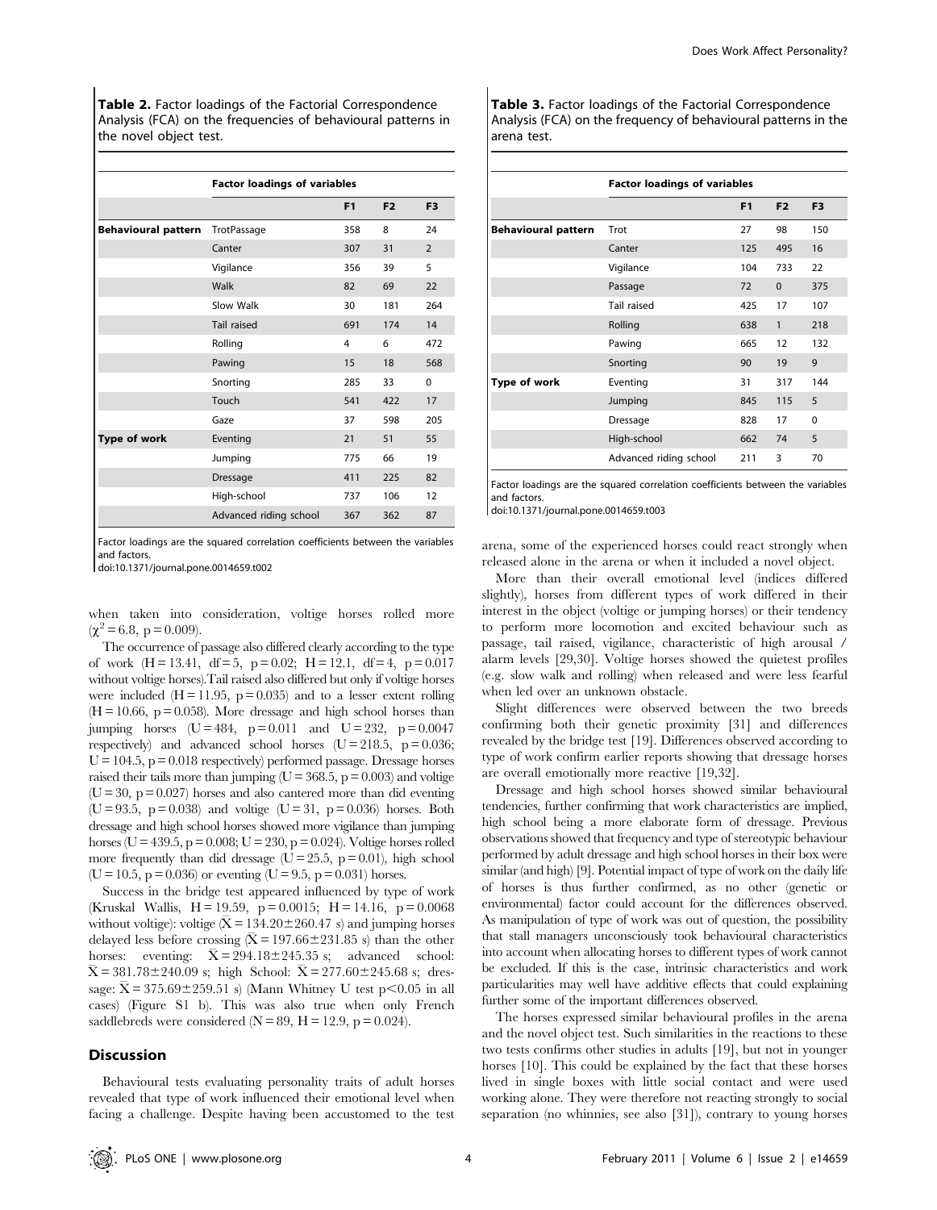**Table 2.** Factor loadings of the Factorial Correspondence Analysis (FCA) on the frequencies of behavioural patterns in the novel object test.

| | Factor loadings of variables | | | |
|---|---|---|---|---|
| | | F1 | F2 | F3 |
| **Behavioural pattern** | TrotPassage | 358 | 8 | 24 |
| | Canter | 307 | 31 | 2 |
| | Vigilance | 356 | 39 | 5 |
| | Walk | 82 | 69 | 22 |
| | Slow Walk | 30 | 181 | 264 |
| | Tail raised | 691 | 174 | 14 |
| | Rolling | 4 | 6 | 472 |
| | Pawing | 15 | 18 | 568 |
| | Snorting | 285 | 33 | 0 |
| | Touch | 541 | 422 | 17 |
| | Gaze | 37 | 598 | 205 |
| **Type of work** | Eventing | 21 | 51 | 55 |
| | Jumping | 775 | 66 | 19 |
| | Dressage | 411 | 225 | 82 |
| | High-school | 737 | 106 | 12 |
| | Advanced riding school | 367 | 362 | 87 |

Factor loadings are the squared correlation coefficients between the variables and factors.
doi:10.1371/journal.pone.0014659.t002

when taken into consideration, voltige horses rolled more ($\chi^2 = 6.8$, $p = 0.009$).

The occurrence of passage also differed clearly according to the type of work ($H = 13.41$, $df = 5$, $p = 0.02$; $H = 12.1$, $df = 4$, $p = 0.017$ without voltige horses).Tail raised also differed but only if voltige horses were included ($H = 11.95$, $p = 0.035$) and to a lesser extent rolling ($H = 10.66$, $p = 0.058$). More dressage and high school horses than jumping horses ($U = 484$, $p = 0.011$ and $U = 232$, $p = 0.0047$ respectively) and advanced school horses ($U = 218.5$, $p = 0.036$; $U = 104.5$, $p = 0.018$ respectively) performed passage. Dressage horses raised their tails more than jumping ($U = 368.5$, $p = 0.003$) and voltige ($U = 30$, $p = 0.027$) horses and also cantered more than did eventing ($U = 93.5$, $p = 0.038$) and voltige ($U = 31$, $p = 0.036$) horses. Both dressage and high school horses showed more vigilance than jumping horses ($U = 439.5$, $p = 0.008$; $U = 230$, $p = 0.024$). Voltige horses rolled more frequently than did dressage ($U = 25.5$, $p = 0.01$), high school ($U = 10.5$, $p = 0.036$) or eventing ($U = 9.5$, $p = 0.031$) horses.

Success in the bridge test appeared influenced by type of work (Kruskal Wallis, $H = 19.59$, $p = 0.0015$; $H = 14.16$, $p = 0.0068$ without voltige): voltige ($\bar{X} = 134.20 \pm 260.47$ s) and jumping horses delayed less before crossing ($\bar{X} = 197.66 \pm 231.85$ s) than the other horses: eventing: $\bar{X} = 294.18 \pm 245.35$ s; advanced school: $\bar{X} = 381.78 \pm 240.09$ s; high School: $\bar{X} = 277.60 \pm 245.68$ s; dressage: $\bar{X} = 375.69 \pm 259.51$ s) (Mann Whitney U test $p < 0.05$ in all cases) (Figure S1 b). This was also true when only French saddlebreds were considered ($N = 89$, $H = 12.9$, $p = 0.024$).

## Discussion

Behavioural tests evaluating personality traits of adult horses revealed that type of work influenced their emotional level when facing a challenge. Despite having been accustomed to the test arena, some of the experienced horses could react strongly when released alone in the arena or when it included a novel object.

More than their overall emotional level (indices differed slightly), horses from different types of work differed in their interest in the object (voltige or jumping horses) or their tendency to perform more locomotion and excited behaviour such as passage, tail raised, vigilance, characteristic of high arousal / alarm levels [29,30]. Voltige horses showed the quietest profiles (e.g. slow walk and rolling) when released and were less fearful when led over an unknown obstacle.

Slight differences were observed between the two breeds confirming both their genetic proximity [31] and differences revealed by the bridge test [19]. Differences observed according to type of work confirm earlier reports showing that dressage horses are overall emotionally more reactive [19,32].

Dressage and high school horses showed similar behavioural tendencies, further confirming that work characteristics are implied, high school being a more elaborate form of dressage. Previous observations showed that frequency and type of stereotypic behaviour performed by adult dressage and high school horses in their box were similar (and high) [9]. Potential impact of type of work on the daily life of horses is thus further confirmed, as no other (genetic or environmental) factor could account for the differences observed. As manipulation of type of work was out of question, the possibility that stall managers unconsciously took behavioural characteristics into account when allocating horses to different types of work cannot be excluded. If this is the case, intrinsic characteristics and work particularities may well have additive effects that could explaining further some of the important differences observed.

The horses expressed similar behavioural profiles in the arena and the novel object test. Such similarities in the reactions to these two tests confirms other studies in adults [19], but not in younger horses [10]. This could be explained by the fact that these horses lived in single boxes with little social contact and were used working alone. They were therefore not reacting strongly to social separation (no whinnies, see also [31]), contrary to young horses

**Table 3.** Factor loadings of the Factorial Correspondence Analysis (FCA) on the frequency of behavioural patterns in the arena test.

| | Factor loadings of variables | | | |
|---|---|---|---|---|
| | | F1 | F2 | F3 |
| **Behavioural pattern** | Trot | 27 | 98 | 150 |
| | Canter | 125 | 495 | 16 |
| | Vigilance | 104 | 733 | 22 |
| | Passage | 72 | 0 | 375 |
| | Tail raised | 425 | 17 | 107 |
| | Rolling | 638 | 1 | 218 |
| | Pawing | 665 | 12 | 132 |
| | Snorting | 90 | 19 | 9 |
| **Type of work** | Eventing | 31 | 317 | 144 |
| | Jumping | 845 | 115 | 5 |
| | Dressage | 828 | 17 | 0 |
| | High-school | 662 | 74 | 5 |
| | Advanced riding school | 211 | 3 | 70 |

Factor loadings are the squared correlation coefficients between the variables and factors.
doi:10.1371/journal.pone.0014659.t003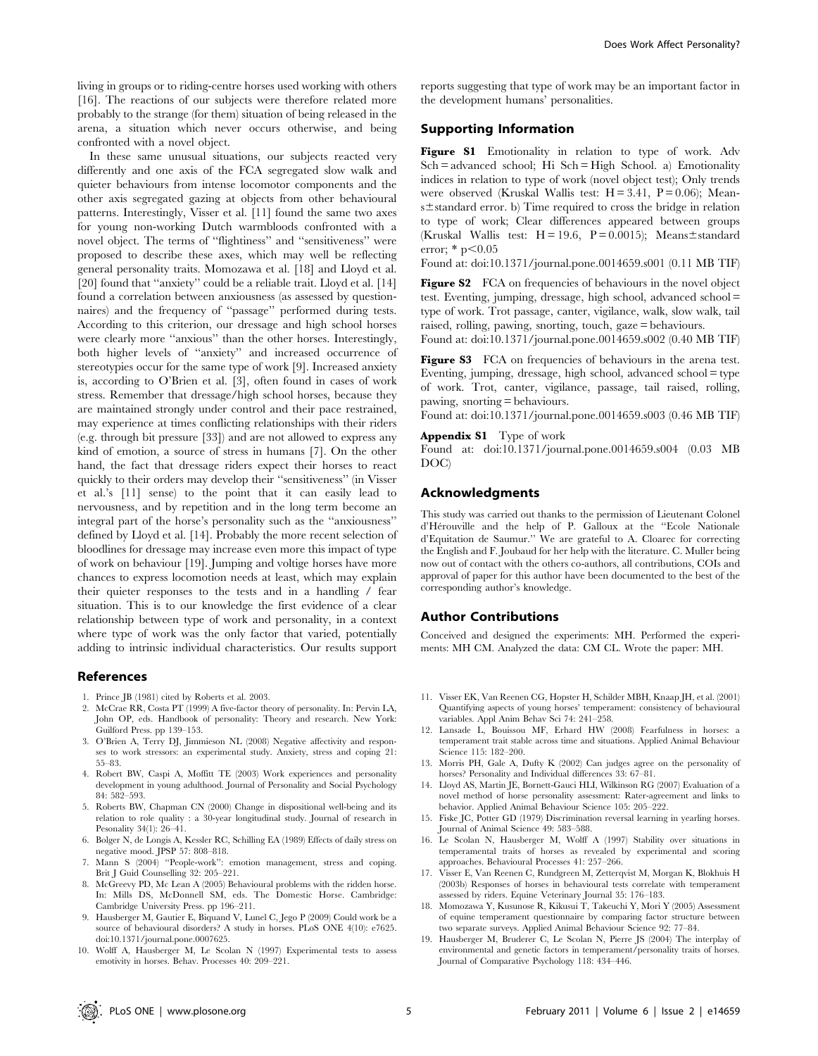living in groups or to riding-centre horses used working with others [16]. The reactions of our subjects were therefore related more probably to the strange (for them) situation of being released in the arena, a situation which never occurs otherwise, and being confronted with a novel object.

In these same unusual situations, our subjects reacted very differently and one axis of the FCA segregated slow walk and quieter behaviours from intense locomotor components and the other axis segregated gazing at objects from other behavioural patterns. Interestingly, Visser et al. [11] found the same two axes for young non-working Dutch warmbloods confronted with a novel object. The terms of ''flightiness'' and ''sensitiveness'' were proposed to describe these axes, which may well be reflecting general personality traits. Momozawa et al. [18] and Lloyd et al. [20] found that ''anxiety'' could be a reliable trait. Lloyd et al. [14] found a correlation between anxiousness (as assessed by questionnaires) and the frequency of ''passage'' performed during tests. According to this criterion, our dressage and high school horses were clearly more ''anxious'' than the other horses. Interestingly, both higher levels of ''anxiety'' and increased occurrence of stereotypies occur for the same type of work [9]. Increased anxiety is, according to O'Brien et al. [3], often found in cases of work stress. Remember that dressage/high school horses, because they are maintained strongly under control and their pace restrained, may experience at times conflicting relationships with their riders (e.g. through bit pressure [33]) and are not allowed to express any kind of emotion, a source of stress in humans [7]. On the other hand, the fact that dressage riders expect their horses to react quickly to their orders may develop their ''sensitiveness'' (in Visser et al.'s [11] sense) to the point that it can easily lead to nervousness, and by repetition and in the long term become an integral part of the horse's personality such as the ''anxiousness'' defined by Lloyd et al. [14]. Probably the more recent selection of bloodlines for dressage may increase even more this impact of type of work on behaviour [19]. Jumping and voltige horses have more chances to express locomotion needs at least, which may explain their quieter responses to the tests and in a handling / fear situation. This is to our knowledge the first evidence of a clear relationship between type of work and personality, in a context where type of work was the only factor that varied, potentially adding to intrinsic individual characteristics. Our results support reports suggesting that type of work may be an important factor in the development humans' personalities.

## Supporting Information

**Figure S1** Emotionality in relation to type of work. Adv Sch = advanced school; Hi Sch = High School. a) Emotionality indices in relation to type of work (novel object test); Only trends were observed (Kruskal Wallis test: $H = 3.41$, $P = 0.06$); Means±standard error. b) Time required to cross the bridge in relation to type of work; Clear differences appeared between groups (Kruskal Wallis test: $H = 19.6$, $P = 0.0015$); Means±standard error; * $p < 0.05$
Found at: doi:10.1371/journal.pone.0014659.s001 (0.11 MB TIF)

**Figure S2** FCA on frequencies of behaviours in the novel object test. Eventing, jumping, dressage, high school, advanced school = type of work. Trot passage, canter, vigilance, walk, slow walk, tail raised, rolling, pawing, snorting, touch, gaze = behaviours.
Found at: doi:10.1371/journal.pone.0014659.s002 (0.40 MB TIF)

**Figure S3** FCA on frequencies of behaviours in the arena test. Eventing, jumping, dressage, high school, advanced school = type of work. Trot, canter, vigilance, passage, tail raised, rolling, pawing, snorting = behaviours.
Found at: doi:10.1371/journal.pone.0014659.s003 (0.46 MB TIF)

**Appendix S1** Type of work
Found at: doi:10.1371/journal.pone.0014659.s004 (0.03 MB DOC)

## Acknowledgments

This study was carried out thanks to the permission of Lieutenant Colonel d'Hérouville and the help of P. Galloux at the ''Ecole Nationale d'Equitation de Saumur.'' We are grateful to A. Cloarec for correcting the English and F. Joubaud for her help with the literature. C. Muller being now out of contact with the others co-authors, all contributions, COIs and approval of paper for this author have been documented to the best of the corresponding author's knowledge.

## Author Contributions

Conceived and designed the experiments: MH. Performed the experiments: MH CM. Analyzed the data: CM CL. Wrote the paper: MH.

## References

1. Prince JB (1981) cited by Roberts et al. 2003.
2. McCrae RR, Costa PT (1999) A five-factor theory of personality. In: Pervin LA, John OP, eds. Handbook of personality: Theory and research. New York: Guilford Press. pp 139–153.
3. O'Brien A, Terry DJ, Jimmieson NL (2008) Negative affectivity and responses to work stressors: an experimental study. Anxiety, stress and coping 21: 55–83.
4. Robert BW, Caspi A, Moffitt TE (2003) Work experiences and personality development in young adulthood. Journal of Personality and Social Psychology 84: 582–593.
5. Roberts BW, Chapman CN (2000) Change in dispositional well-being and its relation to role quality : a 30-year longitudinal study. Journal of research in Pesonality 34(1): 26–41.
6. Bolger N, de Longis A, Kessler RC, Schilling EA (1989) Effects of daily stress on negative mood. JPSP 57: 808–818.
7. Mann S (2004) ''People-work'': emotion management, stress and coping. Brit J Guid Counselling 32: 205–221.
8. McGreevy PD, Mc Lean A (2005) Behavioural problems with the ridden horse. In: Mills DS, McDonnell SM, eds. The Domestic Horse. Cambridge: Cambridge University Press. pp 196–211.
9. Hausberger M, Gautier E, Biquand V, Lunel C, Jego P (2009) Could work be a source of behavioural disorders? A study in horses. PLoS ONE 4(10): e7625. doi:10.1371/journal.pone.0007625.
10. Wolff A, Hausberger M, Le Scolan N (1997) Experimental tests to assess emotivity in horses. Behav. Processes 40: 209–221.
11. Visser EK, Van Reenen CG, Hopster H, Schilder MBH, Knaap JH, et al. (2001) Quantifying aspects of young horses' temperament: consistency of behavioural variables. Appl Anim Behav Sci 74: 241–258.
12. Lansade L, Bouissou MF, Erhard HW (2008) Fearfulness in horses: a temperament trait stable across time and situations. Applied Animal Behaviour Science 115: 182–200.
13. Morris PH, Gale A, Dufty K (2002) Can judges agree on the personality of horses? Personality and Individual differences 33: 67–81.
14. Lloyd AS, Martin JE, Bornett-Gauci HLI, Wilkinson RG (2007) Evaluation of a novel method of horse personality assessment: Rater-agreement and links to behavior. Applied Animal Behaviour Science 105: 205–222.
15. Fiske JC, Potter GD (1979) Discrimination reversal learning in yearling horses. Journal of Animal Science 49: 583–588.
16. Le Scolan N, Hausberger M, Wolff A (1997) Stability over situations in temperamental traits of horses as revealed by experimental and scoring approaches. Behavioural Processes 41: 257–266.
17. Visser E, Van Reenen C, Rundgreen M, Zetterqvist M, Morgan K, Blokhuis H (2003b) Responses of horses in behavioural tests correlate with temperament assessed by riders. Equine Veterinary Journal 35: 176–183.
18. Momozawa Y, Kusunose R, Kikusui T, Takeuchi Y, Mori Y (2005) Assessment of equine temperament questionnaire by comparing factor structure between two separate surveys. Applied Animal Behaviour Science 92: 77–84.
19. Hausberger M, Bruderer C, Le Scolan N, Pierre JS (2004) The interplay of environmental and genetic factors in temperament/personality traits of horses. Journal of Comparative Psychology 118: 434–446.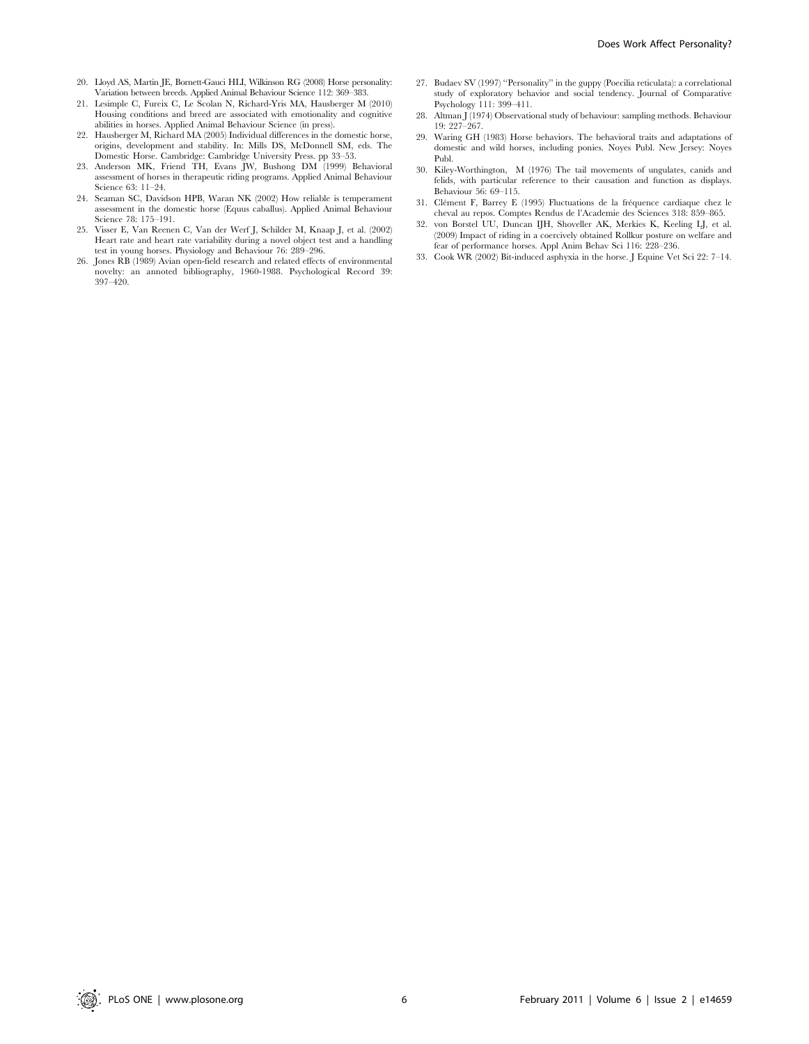20. Lloyd AS, Martin JE, Bornett-Gauci HLI, Wilkinson RG (2008) Horse personality: Variation between breeds. Applied Animal Behaviour Science 112: 369–383.
21. Lesimple C, Fureix C, Le Scolan N, Richard-Yris MA, Hausberger M (2010) Housing conditions and breed are associated with emotionality and cognitive abilities in horses. Applied Animal Behaviour Science (in press).
22. Hausberger M, Richard MA (2005) Individual differences in the domestic horse, origins, development and stability. In: Mills DS, McDonnell SM, eds. The Domestic Horse. Cambridge: Cambridge University Press. pp 33–53.
23. Anderson MK, Friend TH, Evans JW, Bushong DM (1999) Behavioral assessment of horses in therapeutic riding programs. Applied Animal Behaviour Science 63: 11–24.
24. Seaman SC, Davidson HPB, Waran NK (2002) How reliable is temperament assessment in the domestic horse (Equus caballus). Applied Animal Behaviour Science 78: 175–191.
25. Visser E, Van Reenen C, Van der Werf J, Schilder M, Knaap J, et al. (2002) Heart rate and heart rate variability during a novel object test and a handling test in young horses. Physiology and Behaviour 76: 289–296.
26. Jones RB (1989) Avian open-field research and related effects of environmental novelty: an annoted bibliography, 1960-1988. Psychological Record 39: 397–420.
27. Budaev SV (1997) "Personality" in the guppy (Poecilia reticulata): a correlational study of exploratory behavior and social tendency. Journal of Comparative Psychology 111: 399–411.
28. Altman J (1974) Observational study of behaviour: sampling methods. Behaviour 19: 227–267.
29. Waring GH (1983) Horse behaviors. The behavioral traits and adaptations of domestic and wild horses, including ponies. Noyes Publ. New Jersey: Noyes Publ.
30. Kiley-Worthington, M (1976) The tail movements of ungulates, canids and felids, with particular reference to their causation and function as displays. Behaviour 56: 69–115.
31. Clément F, Barrey E (1995) Fluctuations de la fréquence cardiaque chez le cheval au repos. Comptes Rendus de l'Academie des Sciences 318: 859–865.
32. von Borstel UU, Duncan IJH, Shoveller AK, Merkies K, Keeling LJ, et al. (2009) Impact of riding in a coercively obtained Rollkur posture on welfare and fear of performance horses. Appl Anim Behav Sci 116: 228–236.
33. Cook WR (2002) Bit-induced asphyxia in the horse. J Equine Vet Sci 22: 7–14.